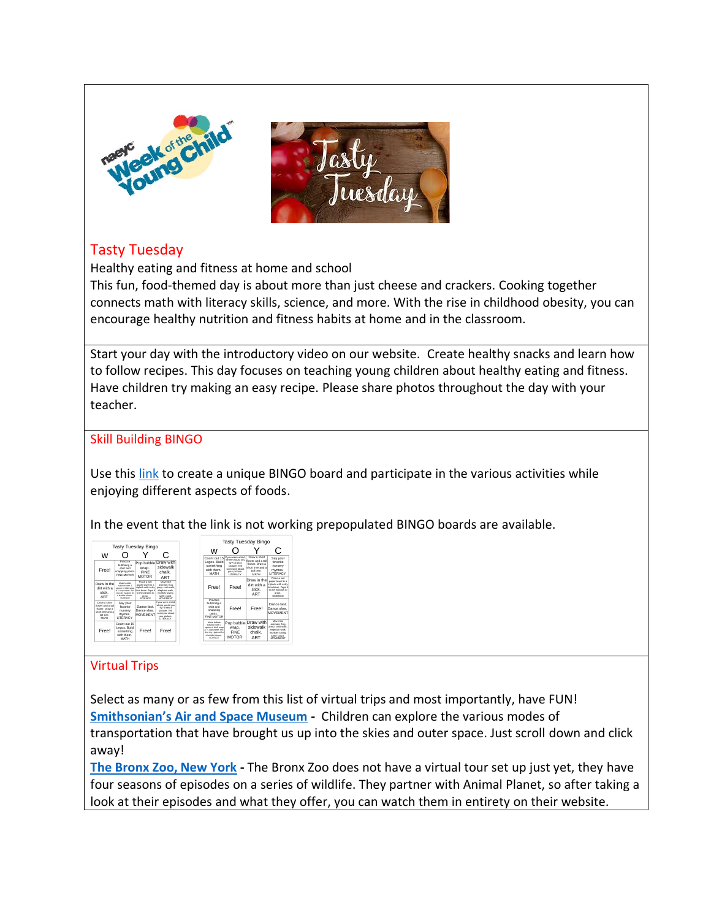## Tasty Tuesday

Healthy eating and fitness at home and school

This fun, food-themed day is about more than just cheese and crackers. Cooking together connects math with literacy skills, science, and more. With the rise in childhood obesity, you can encourage healthy nutrition and fitness habits at home and in the classroom.

Start your day with the introductory video on our website. Create healthy snacks and learn how to follow recipes. This day focuses on teaching young children about healthy eating and fitness. Have children try making an easy recipe. Please share photos throughout the day with your teacher.

## Skill Building BINGO

Use this link to create a unique BINGO board and participate in the various activities while enjoying different aspects of foods.

In the event that the link is not working prepopulated BINGO boards are available.

Tasty Tuesday Bingo

| W | O | Y | C |
|---|---|---|---|
| Free! | Practice buttoning a shirt and snapping pants FINE MOTOR | Pop bubble wrap. FINE MOTOR | Draw with sidewalk chalk. ART |
| Draw in the dirt with a stick. ART | Make bubble solution with 1 spoon of dish soap & ¼ cup water. See if they can find how to blow bubbles SCIENCE | Place a wet paper towel in a ziplock with a dry lima bean. Tape it to the window to grow. SCIENCE | Move like animals: frog jump, crab walk, elephant walk, monkey swing, turtle crawl MOVEMENT |
| Draw a short flower and a tall flower. Draw a short tree and a tall tree. MATH | Say your favorite nursery rhymes. LITERACY | Dance fast. Dance slow. MOVEMENT | If you were a bird, where would you fly? Draw a picture. Tell someone about your picture. LITERACY |
| Free! | Count out 15 Legos. Build something with them. MATH | Free! | Free! |

Tasty Tuesday Bingo

| W | O | Y | C |
|---|---|---|---|
| Count out 15 Legos. Build something with them. MATH | If you were a bird, where would you fly? Draw a picture. Tell someone about your picture. LITERACY | Draw a short flower and a tall flower. Draw a short tree and a tall tree. MATH | Say your favorite nursery rhymes. LITERACY |
| Free! | Free! | Draw in the dirt with a stick. ART | Place a wet paper towel in a ziplock with a dry lima bean. Tape it to the window to grow. SCIENCE |
| Practice buttoning a shirt and snapping pants. FINE MOTOR | Free! | Free! | Dance fast. Dance slow. MOVEMENT |
| Make bubble solution with 1 spoon of dish soap & ¼ cup water. See if they can find how to blow bubbles SCIENCE | Pop bubble wrap. FINE MOTOR | Draw with sidewalk chalk. ART | Move like animals: frog jump, crab walk, elephant walk, monkey swing, turtle crawl MOVEMENT |

## Virtual Trips

Select as many or as few from this list of virtual trips and most importantly, have FUN!

**Smithsonian's Air and Space Museum** - Children can explore the various modes of transportation that have brought us up into the skies and outer space. Just scroll down and click away!

**The Bronx Zoo, New York** - The Bronx Zoo does not have a virtual tour set up just yet, they have four seasons of episodes on a series of wildlife. They partner with Animal Planet, so after taking a look at their episodes and what they offer, you can watch them in entirety on their website.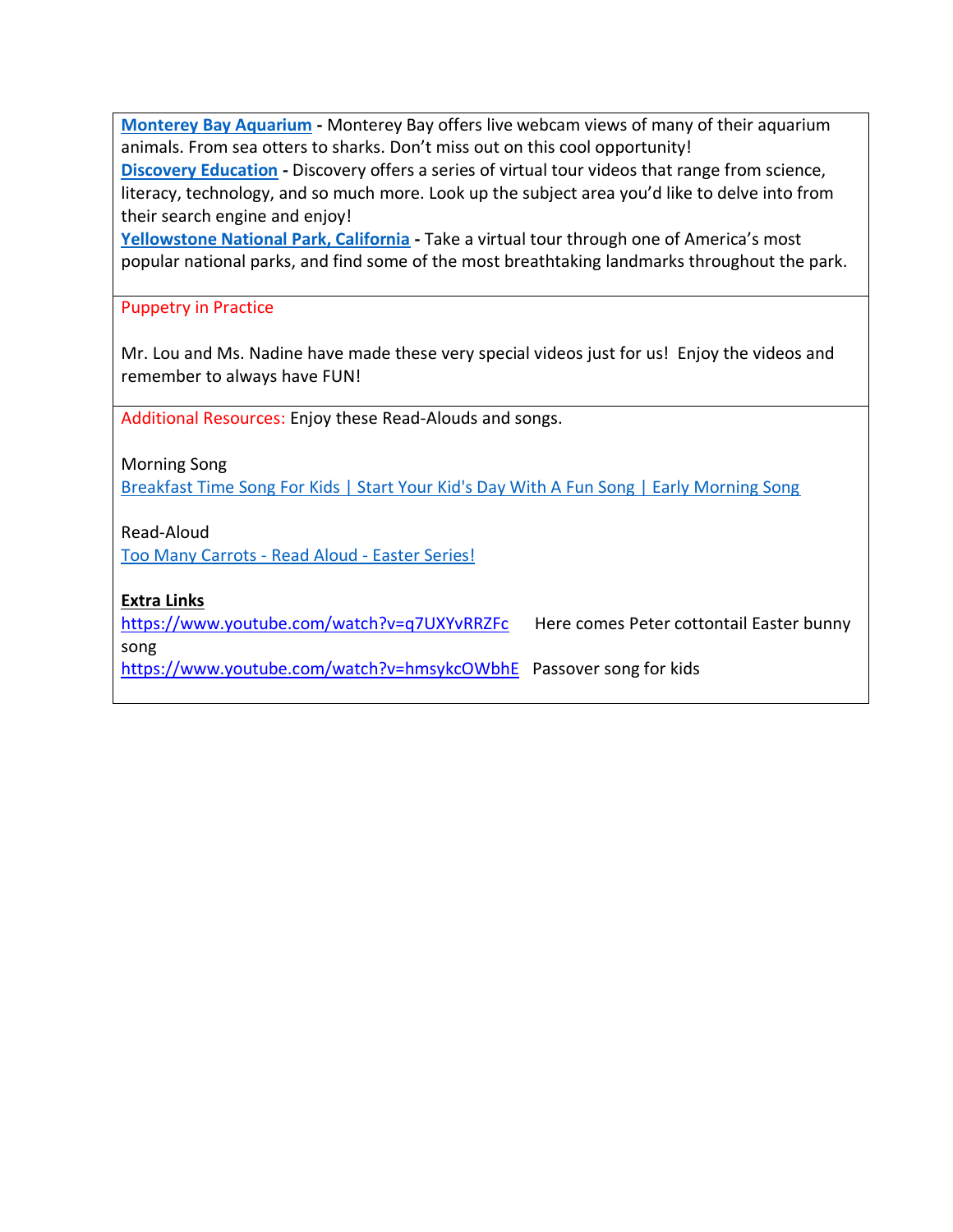**Monterey Bay Aquarium** - Monterey Bay offers live webcam views of many of their aquarium animals. From sea otters to sharks. Don't miss out on this cool opportunity!

**Discovery Education** - Discovery offers a series of virtual tour videos that range from science, literacy, technology, and so much more. Look up the subject area you'd like to delve into from their search engine and enjoy!

**Yellowstone National Park, California** - Take a virtual tour through one of America's most popular national parks, and find some of the most breathtaking landmarks throughout the park.

---

Puppetry in Practice

Mr. Lou and Ms. Nadine have made these very special videos just for us! Enjoy the videos and remember to always have FUN!

---

Additional Resources: Enjoy these Read-Alouds and songs.

Morning Song

Breakfast Time Song For Kids | Start Your Kid's Day With A Fun Song | Early Morning Song

Read-Aloud

Too Many Carrots - Read Aloud - Easter Series!

**Extra Links**

https://www.youtube.com/watch?v=q7UXYvRRZFc Here comes Peter cottontail Easter bunny song

https://www.youtube.com/watch?v=hmsykcOWbhE Passover song for kids